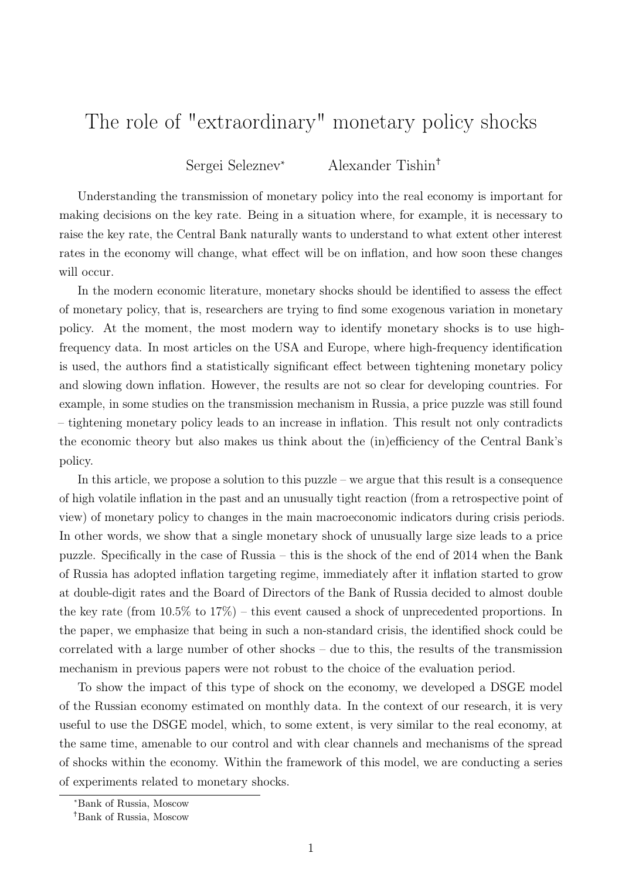# The role of "extraordinary" monetary policy shocks

Sergei Seleznev[*] Alexander Tishin[†]

Understanding the transmission of monetary policy into the real economy is important for making decisions on the key rate. Being in a situation where, for example, it is necessary to raise the key rate, the Central Bank naturally wants to understand to what extent other interest rates in the economy will change, what effect will be on inflation, and how soon these changes will occur.

In the modern economic literature, monetary shocks should be identified to assess the effect of monetary policy, that is, researchers are trying to find some exogenous variation in monetary policy. At the moment, the most modern way to identify monetary shocks is to use high-frequency data. In most articles on the USA and Europe, where high-frequency identification is used, the authors find a statistically significant effect between tightening monetary policy and slowing down inflation. However, the results are not so clear for developing countries. For example, in some studies on the transmission mechanism in Russia, a price puzzle was still found – tightening monetary policy leads to an increase in inflation. This result not only contradicts the economic theory but also makes us think about the (in)efficiency of the Central Bank's policy.

In this article, we propose a solution to this puzzle – we argue that this result is a consequence of high volatile inflation in the past and an unusually tight reaction (from a retrospective point of view) of monetary policy to changes in the main macroeconomic indicators during crisis periods. In other words, we show that a single monetary shock of unusually large size leads to a price puzzle. Specifically in the case of Russia – this is the shock of the end of 2014 when the Bank of Russia has adopted inflation targeting regime, immediately after it inflation started to grow at double-digit rates and the Board of Directors of the Bank of Russia decided to almost double the key rate (from 10.5% to 17%) – this event caused a shock of unprecedented proportions. In the paper, we emphasize that being in such a non-standard crisis, the identified shock could be correlated with a large number of other shocks – due to this, the results of the transmission mechanism in previous papers were not robust to the choice of the evaluation period.

To show the impact of this type of shock on the economy, we developed a DSGE model of the Russian economy estimated on monthly data. In the context of our research, it is very useful to use the DSGE model, which, to some extent, is very similar to the real economy, at the same time, amenable to our control and with clear channels and mechanisms of the spread of shocks within the economy. Within the framework of this model, we are conducting a series of experiments related to monetary shocks.

---

[*] Bank of Russia, Moscow

[†] Bank of Russia, Moscow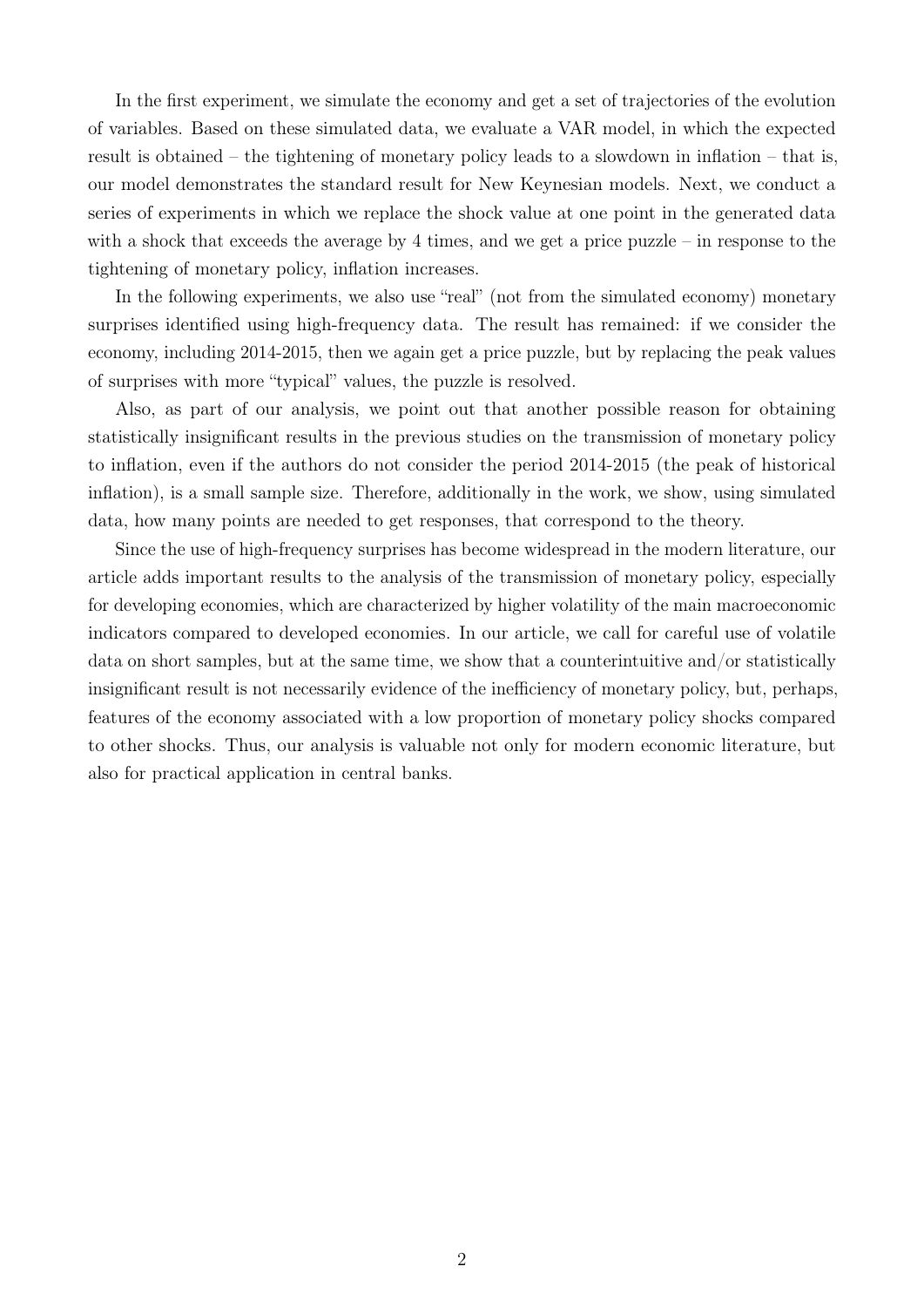In the first experiment, we simulate the economy and get a set of trajectories of the evolution of variables. Based on these simulated data, we evaluate a VAR model, in which the expected result is obtained – the tightening of monetary policy leads to a slowdown in inflation – that is, our model demonstrates the standard result for New Keynesian models. Next, we conduct a series of experiments in which we replace the shock value at one point in the generated data with a shock that exceeds the average by 4 times, and we get a price puzzle – in response to the tightening of monetary policy, inflation increases.

In the following experiments, we also use "real" (not from the simulated economy) monetary surprises identified using high-frequency data. The result has remained: if we consider the economy, including 2014-2015, then we again get a price puzzle, but by replacing the peak values of surprises with more "typical" values, the puzzle is resolved.

Also, as part of our analysis, we point out that another possible reason for obtaining statistically insignificant results in the previous studies on the transmission of monetary policy to inflation, even if the authors do not consider the period 2014-2015 (the peak of historical inflation), is a small sample size. Therefore, additionally in the work, we show, using simulated data, how many points are needed to get responses, that correspond to the theory.

Since the use of high-frequency surprises has become widespread in the modern literature, our article adds important results to the analysis of the transmission of monetary policy, especially for developing economies, which are characterized by higher volatility of the main macroeconomic indicators compared to developed economies. In our article, we call for careful use of volatile data on short samples, but at the same time, we show that a counterintuitive and/or statistically insignificant result is not necessarily evidence of the inefficiency of monetary policy, but, perhaps, features of the economy associated with a low proportion of monetary policy shocks compared to other shocks. Thus, our analysis is valuable not only for modern economic literature, but also for practical application in central banks.